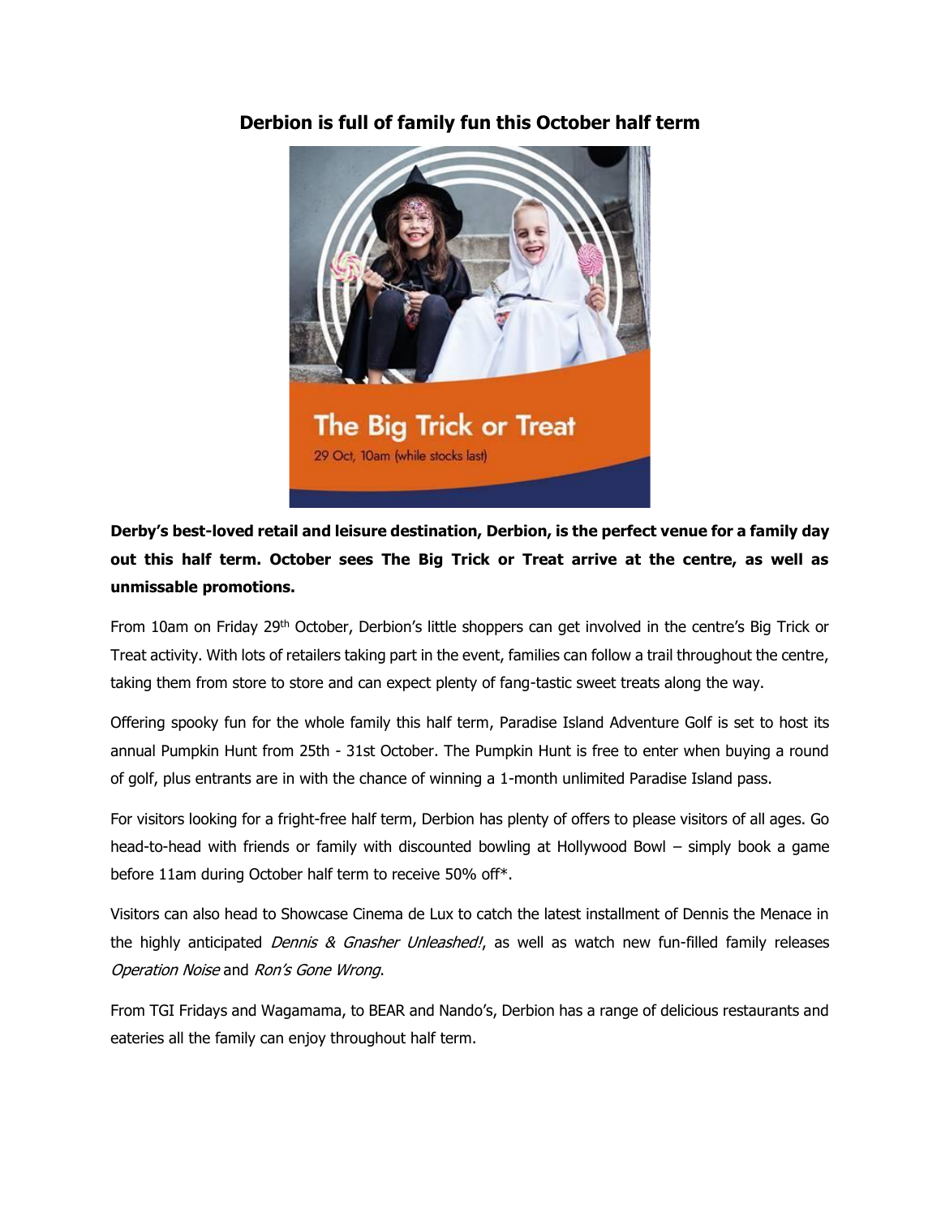# Derbion is full of family fun this October half term

**Derby's best-loved retail and leisure destination, Derbion, is the perfect venue for a family day out this half term. October sees The Big Trick or Treat arrive at the centre, as well as unmissable promotions.**

From 10am on Friday 29th October, Derbion's little shoppers can get involved in the centre's Big Trick or Treat activity. With lots of retailers taking part in the event, families can follow a trail throughout the centre, taking them from store to store and can expect plenty of fang-tastic sweet treats along the way.

Offering spooky fun for the whole family this half term, Paradise Island Adventure Golf is set to host its annual Pumpkin Hunt from 25th - 31st October. The Pumpkin Hunt is free to enter when buying a round of golf, plus entrants are in with the chance of winning a 1-month unlimited Paradise Island pass.

For visitors looking for a fright-free half term, Derbion has plenty of offers to please visitors of all ages. Go head-to-head with friends or family with discounted bowling at Hollywood Bowl – simply book a game before 11am during October half term to receive 50% off*.

Visitors can also head to Showcase Cinema de Lux to catch the latest installment of Dennis the Menace in the highly anticipated *Dennis & Gnasher Unleashed!*, as well as watch new fun-filled family releases *Operation Noise* and *Ron's Gone Wrong*.

From TGI Fridays and Wagamama, to BEAR and Nando's, Derbion has a range of delicious restaurants and eateries all the family can enjoy throughout half term.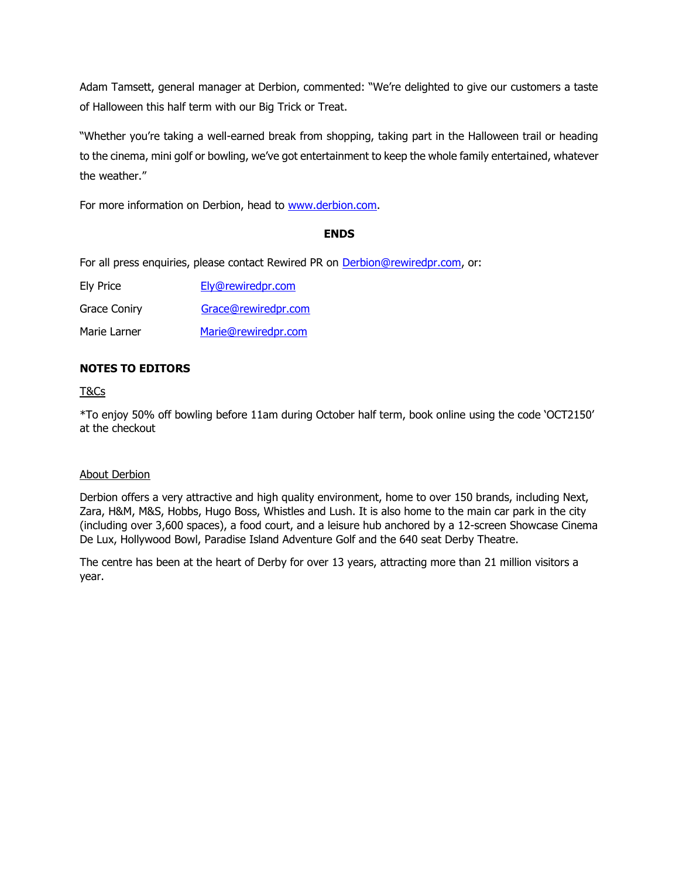Adam Tamsett, general manager at Derbion, commented: "We're delighted to give our customers a taste of Halloween this half term with our Big Trick or Treat.

"Whether you're taking a well-earned break from shopping, taking part in the Halloween trail or heading to the cinema, mini golf or bowling, we've got entertainment to keep the whole family entertained, whatever the weather."

For more information on Derbion, head to [www.derbion.com](http://www.derbion.com).

**ENDS**

For all press enquiries, please contact Rewired PR on Derbion@rewiredpr.com, or:

| | |
|---|---|
| Ely Price | Ely@rewiredpr.com |
| Grace Coniry | Grace@rewiredpr.com |
| Marie Larner | Marie@rewiredpr.com |

**NOTES TO EDITORS**

T&Cs

*To enjoy 50% off bowling before 11am during October half term, book online using the code 'OCT2150' at the checkout

About Derbion

Derbion offers a very attractive and high quality environment, home to over 150 brands, including Next, Zara, H&M, M&S, Hobbs, Hugo Boss, Whistles and Lush. It is also home to the main car park in the city (including over 3,600 spaces), a food court, and a leisure hub anchored by a 12-screen Showcase Cinema De Lux, Hollywood Bowl, Paradise Island Adventure Golf and the 640 seat Derby Theatre.

The centre has been at the heart of Derby for over 13 years, attracting more than 21 million visitors a year.